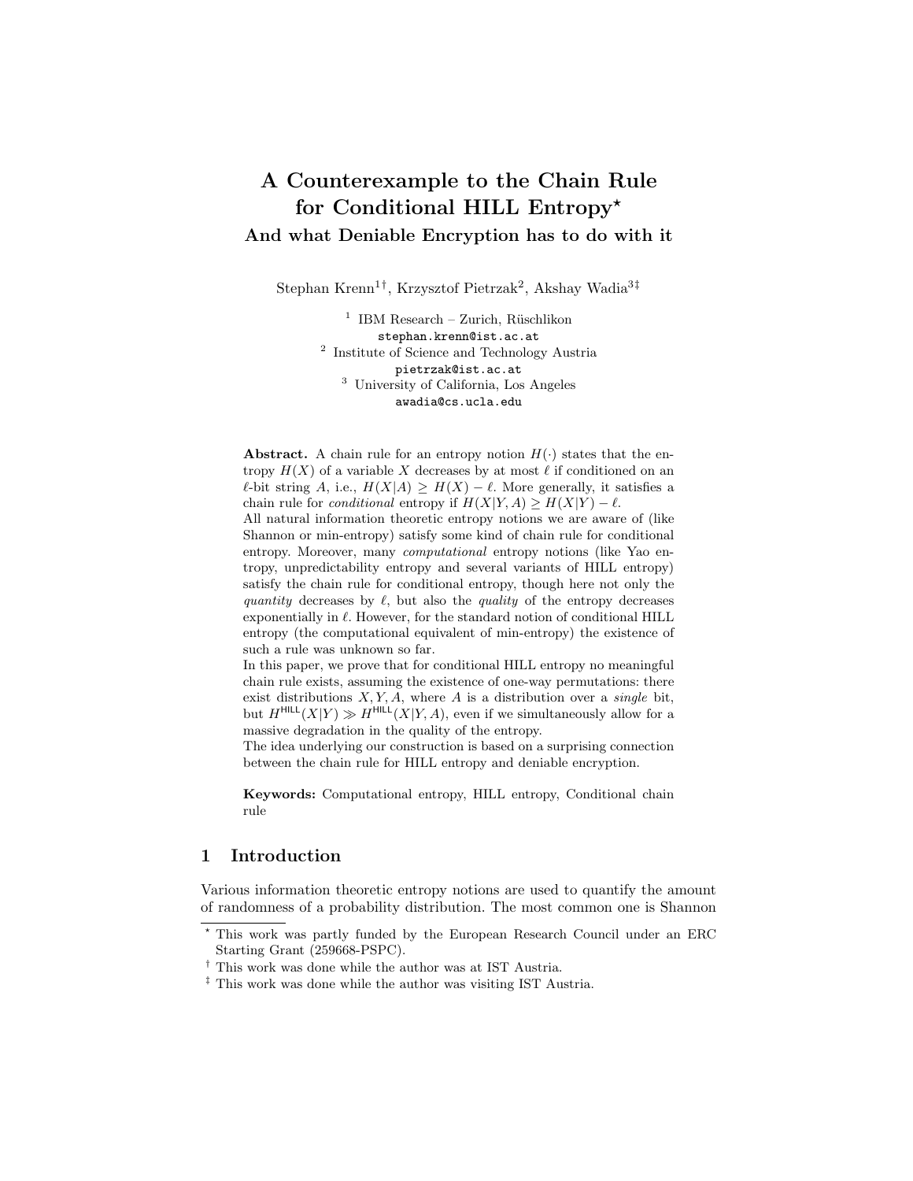# A Counterexample to the Chain Rule for Conditional HILL Entropy*

## And what Deniable Encryption has to do with it

Stephan Krenn[1†], Krzysztof Pietrzak[2], Akshay Wadia[3‡]

[1] IBM Research – Zurich, Rüschlikon
stephan.krenn@ist.ac.at

[2] Institute of Science and Technology Austria
pietrzak@ist.ac.at

[3] University of California, Los Angeles
awadia@cs.ucla.edu

**Abstract.** A chain rule for an entropy notion $H(\cdot)$ states that the entropy $H(X)$ of a variable $X$ decreases by at most $\ell$ if conditioned on an $\ell$-bit string $A$, i.e., $H(X|A) \geq H(X) - \ell$. More generally, it satisfies a chain rule for *conditional* entropy if $H(X|Y, A) \geq H(X|Y) - \ell$.

All natural information theoretic entropy notions we are aware of (like Shannon or min-entropy) satisfy some kind of chain rule for conditional entropy. Moreover, many *computational* entropy notions (like Yao entropy, unpredictability entropy and several variants of HILL entropy) satisfy the chain rule for conditional entropy, though here not only the *quantity* decreases by $\ell$, but also the *quality* of the entropy decreases exponentially in $\ell$. However, for the standard notion of conditional HILL entropy (the computational equivalent of min-entropy) the existence of such a rule was unknown so far.

In this paper, we prove that for conditional HILL entropy no meaningful chain rule exists, assuming the existence of one-way permutations: there exist distributions $X, Y, A$, where $A$ is a distribution over a *single* bit, but $H^{\mathsf{HILL}}(X|Y) \gg H^{\mathsf{HILL}}(X|Y, A)$, even if we simultaneously allow for a massive degradation in the quality of the entropy.

The idea underlying our construction is based on a surprising connection between the chain rule for HILL entropy and deniable encryption.

**Keywords:** Computational entropy, HILL entropy, Conditional chain rule

## 1 Introduction

Various information theoretic entropy notions are used to quantify the amount of randomness of a probability distribution. The most common one is Shannon

* This work was partly funded by the European Research Council under an ERC Starting Grant (259668-PSPC).

† This work was done while the author was at IST Austria.

‡ This work was done while the author was visiting IST Austria.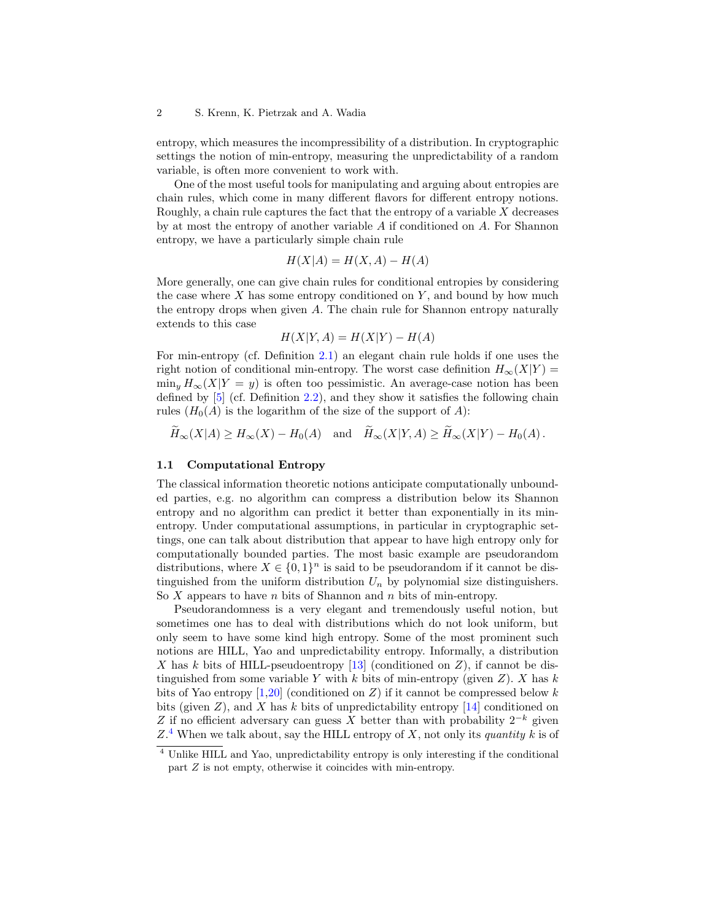entropy, which measures the incompressibility of a distribution. In cryptographic settings the notion of min-entropy, measuring the unpredictability of a random variable, is often more convenient to work with.

One of the most useful tools for manipulating and arguing about entropies are chain rules, which come in many different flavors for different entropy notions. Roughly, a chain rule captures the fact that the entropy of a variable $X$ decreases by at most the entropy of another variable $A$ if conditioned on $A$. For Shannon entropy, we have a particularly simple chain rule

$$H(X|A) = H(X, A) - H(A)$$

More generally, one can give chain rules for conditional entropies by considering the case where $X$ has some entropy conditioned on $Y$, and bound by how much the entropy drops when given $A$. The chain rule for Shannon entropy naturally extends to this case

$$H(X|Y, A) = H(X|Y) - H(A)$$

For min-entropy (cf. Definition 2.1) an elegant chain rule holds if one uses the right notion of conditional min-entropy. The worst case definition $H_\infty(X|Y) = \min_y H_\infty(X|Y = y)$ is often too pessimistic. An average-case notion has been defined by [5] (cf. Definition 2.2), and they show it satisfies the following chain rules ($H_0(A)$ is the logarithm of the size of the support of $A$):

$$\widetilde{H}_\infty(X|A) \geq H_\infty(X) - H_0(A) \quad \text{and} \quad \widetilde{H}_\infty(X|Y, A) \geq \widetilde{H}_\infty(X|Y) - H_0(A)\,.$$

### 1.1 Computational Entropy

The classical information theoretic notions anticipate computationally unbounded parties, e.g. no algorithm can compress a distribution below its Shannon entropy and no algorithm can predict it better than exponentially in its min-entropy. Under computational assumptions, in particular in cryptographic settings, one can talk about distribution that appear to have high entropy only for computationally bounded parties. The most basic example are pseudorandom distributions, where $X \in \{0, 1\}^n$ is said to be pseudorandom if it cannot be distinguished from the uniform distribution $U_n$ by polynomial size distinguishers. So $X$ appears to have $n$ bits of Shannon and $n$ bits of min-entropy.

Pseudorandomness is a very elegant and tremendously useful notion, but sometimes one has to deal with distributions which do not look uniform, but only seem to have some kind high entropy. Some of the most prominent such notions are HILL, Yao and unpredictability entropy. Informally, a distribution $X$ has $k$ bits of HILL-pseudoentropy [13] (conditioned on $Z$), if cannot be distinguished from some variable $Y$ with $k$ bits of min-entropy (given $Z$). $X$ has $k$ bits of Yao entropy [1,20] (conditioned on $Z$) if it cannot be compressed below $k$ bits (given $Z$), and $X$ has $k$ bits of unpredictability entropy [14] conditioned on $Z$ if no efficient adversary can guess $X$ better than with probability $2^{-k}$ given $Z$.[4] When we talk about, say the HILL entropy of $X$, not only its *quantity* $k$ is of

[4] Unlike HILL and Yao, unpredictability entropy is only interesting if the conditional part $Z$ is not empty, otherwise it coincides with min-entropy.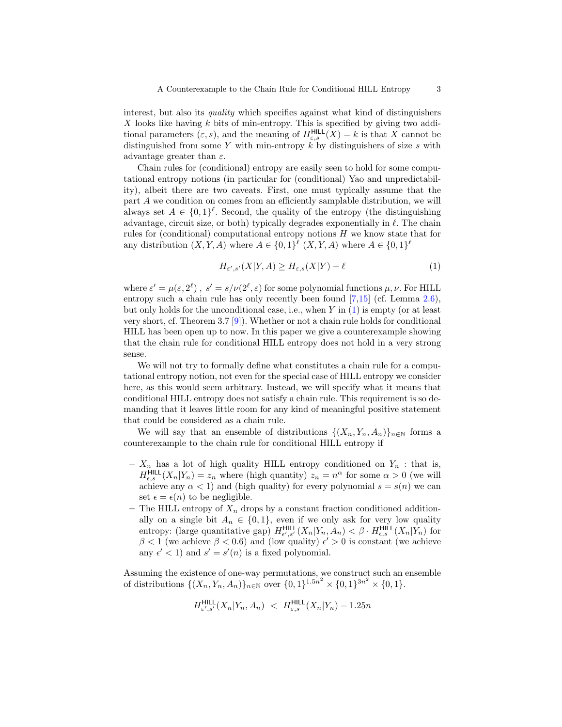interest, but also its *quality* which specifies against what kind of distinguishers $X$ looks like having $k$ bits of min-entropy. This is specified by giving two additional parameters $(\varepsilon, s)$, and the meaning of $H^{\mathsf{HILL}}_{\varepsilon,s}(X) = k$ is that $X$ cannot be distinguished from some $Y$ with min-entropy $k$ by distinguishers of size $s$ with advantage greater than $\varepsilon$.

Chain rules for (conditional) entropy are easily seen to hold for some computational entropy notions (in particular for (conditional) Yao and unpredictability), albeit there are two caveats. First, one must typically assume that the part $A$ we condition on comes from an efficiently samplable distribution, we will always set $A \in \{0,1\}^\ell$. Second, the quality of the entropy (the distinguishing advantage, circuit size, or both) typically degrades exponentially in $\ell$. The chain rules for (conditional) computational entropy notions $H$ we know state that for any distribution $(X, Y, A)$ where $A \in \{0,1\}^\ell$ $(X, Y, A)$ where $A \in \{0,1\}^\ell$

$$H_{\varepsilon',s'}(X|Y, A) \geq H_{\varepsilon,s}(X|Y) - \ell \tag{1}$$

where $\varepsilon' = \mu(\varepsilon, 2^\ell)$ , $s' = s/\nu(2^\ell, \varepsilon)$ for some polynomial functions $\mu, \nu$. For HILL entropy such a chain rule has only recently been found [7,15] (cf. Lemma 2.6), but only holds for the unconditional case, i.e., when $Y$ in (1) is empty (or at least very short, cf. Theorem 3.7 [9]). Whether or not a chain rule holds for conditional HILL has been open up to now. In this paper we give a counterexample showing that the chain rule for conditional HILL entropy does not hold in a very strong sense.

We will not try to formally define what constitutes a chain rule for a computational entropy notion, not even for the special case of HILL entropy we consider here, as this would seem arbitrary. Instead, we will specify what it means that conditional HILL entropy does not satisfy a chain rule. This requirement is so demanding that it leaves little room for any kind of meaningful positive statement that could be considered as a chain rule.

We will say that an ensemble of distributions $\{(X_n, Y_n, A_n)\}_{n\in\mathbb{N}}$ forms a counterexample to the chain rule for conditional HILL entropy if

- $X_n$ has a lot of high quality HILL entropy conditioned on $Y_n$ : that is, $H^{\mathsf{HILL}}_{\epsilon,s}(X_n|Y_n) = z_n$ where (high quantity) $z_n = n^\alpha$ for some $\alpha > 0$ (we will achieve any $\alpha < 1$) and (high quality) for every polynomial $s = s(n)$ we can set $\epsilon = \epsilon(n)$ to be negligible.
- The HILL entropy of $X_n$ drops by a constant fraction conditioned additionally on a single bit $A_n \in \{0,1\}$, even if we only ask for very low quality entropy: (large quantitative gap) $H^{\mathsf{HILL}}_{\epsilon',s'}(X_n|Y_n, A_n) < \beta \cdot H^{\mathsf{HILL}}_{\epsilon,s}(X_n|Y_n)$ for $\beta < 1$ (we achieve $\beta < 0.6$) and (low quality) $\epsilon' > 0$ is constant (we achieve any $\epsilon' < 1$) and $s' = s'(n)$ is a fixed polynomial.

Assuming the existence of one-way permutations, we construct such an ensemble of distributions $\{(X_n, Y_n, A_n)\}_{n\in\mathbb{N}}$ over $\{0,1\}^{1.5n^2} \times \{0,1\}^{3n^2} \times \{0,1\}$.

$$H^{\mathsf{HILL}}_{\varepsilon',s'}(X_n|Y_n, A_n) \; < \; H^{\mathsf{HILL}}_{\varepsilon,s}(X_n|Y_n) - 1.25n$$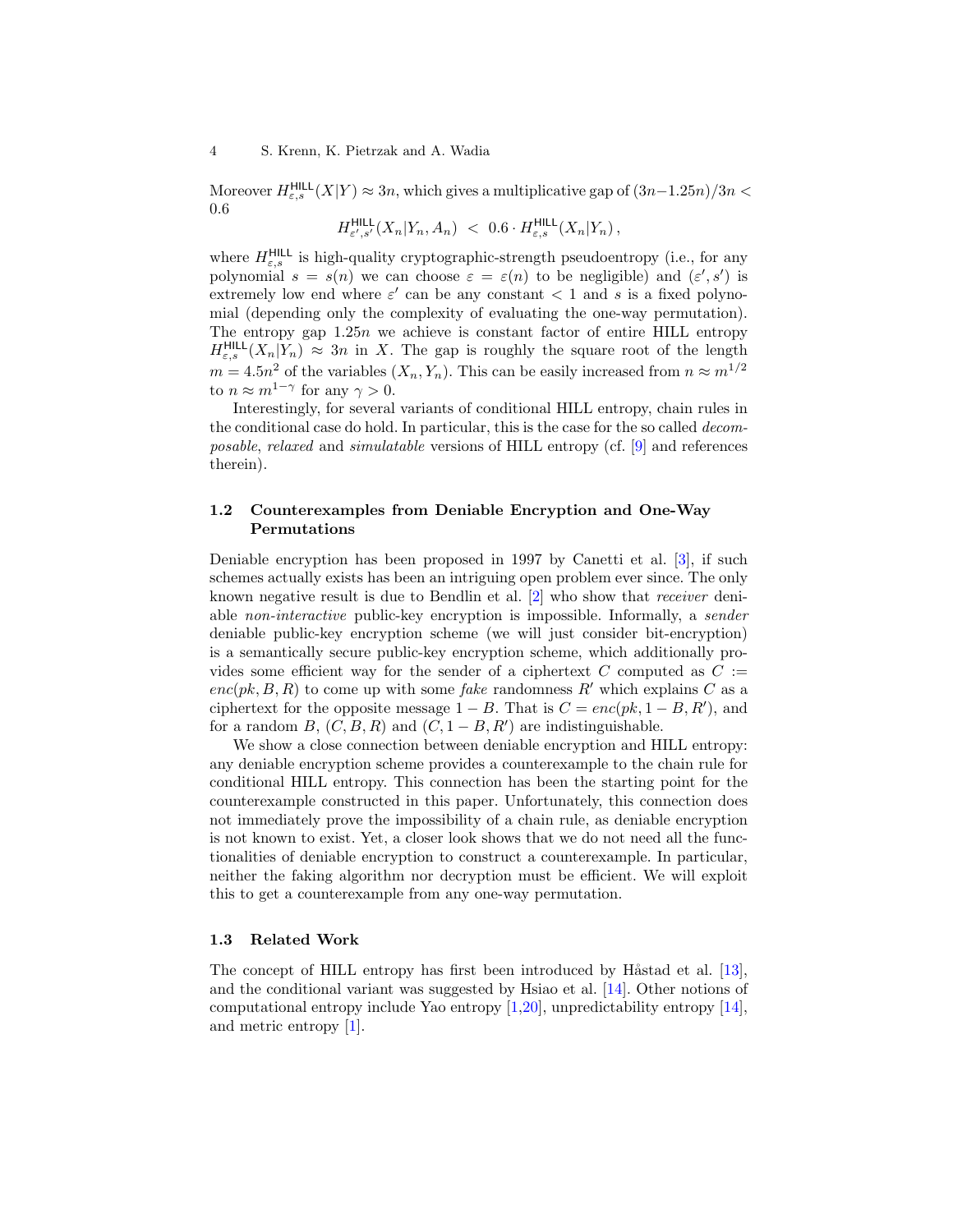Moreover $H^{\mathsf{HILL}}_{\varepsilon,s}(X|Y) \approx 3n$, which gives a multiplicative gap of $(3n{-}1.25n)/3n < 0.6$

$$H^{\mathsf{HILL}}_{\varepsilon',s'}(X_n|Y_n, A_n) \;<\; 0.6 \cdot H^{\mathsf{HILL}}_{\varepsilon,s}(X_n|Y_n)\,,$$

where $H^{\mathsf{HILL}}_{\varepsilon,s}$ is high-quality cryptographic-strength pseudoentropy (i.e., for any polynomial $s = s(n)$ we can choose $\varepsilon = \varepsilon(n)$ to be negligible) and $(\varepsilon', s')$ is extremely low end where $\varepsilon'$ can be any constant $< 1$ and $s$ is a fixed polynomial (depending only the complexity of evaluating the one-way permutation). The entropy gap $1.25n$ we achieve is constant factor of entire HILL entropy $H^{\mathsf{HILL}}_{\varepsilon,s}(X_n|Y_n) \approx 3n$ in $X$. The gap is roughly the square root of the length $m = 4.5n^2$ of the variables $(X_n, Y_n)$. This can be easily increased from $n \approx m^{1/2}$ to $n \approx m^{1-\gamma}$ for any $\gamma > 0$.

Interestingly, for several variants of conditional HILL entropy, chain rules in the conditional case do hold. In particular, this is the case for the so called *decomposable*, *relaxed* and *simulatable* versions of HILL entropy (cf. [9] and references therein).

### 1.2 Counterexamples from Deniable Encryption and One-Way Permutations

Deniable encryption has been proposed in 1997 by Canetti et al. [3], if such schemes actually exists has been an intriguing open problem ever since. The only known negative result is due to Bendlin et al. [2] who show that *receiver* deniable *non-interactive* public-key encryption is impossible. Informally, a *sender* deniable public-key encryption scheme (we will just consider bit-encryption) is a semantically secure public-key encryption scheme, which additionally provides some efficient way for the sender of a ciphertext $C$ computed as $C := enc(pk, B, R)$ to come up with some *fake* randomness $R'$ which explains $C$ as a ciphertext for the opposite message $1 - B$. That is $C = enc(pk, 1 - B, R')$, and for a random $B$, $(C, B, R)$ and $(C, 1 - B, R')$ are indistinguishable.

We show a close connection between deniable encryption and HILL entropy: any deniable encryption scheme provides a counterexample to the chain rule for conditional HILL entropy. This connection has been the starting point for the counterexample constructed in this paper. Unfortunately, this connection does not immediately prove the impossibility of a chain rule, as deniable encryption is not known to exist. Yet, a closer look shows that we do not need all the functionalities of deniable encryption to construct a counterexample. In particular, neither the faking algorithm nor decryption must be efficient. We will exploit this to get a counterexample from any one-way permutation.

### 1.3 Related Work

The concept of HILL entropy has first been introduced by Håstad et al. [13], and the conditional variant was suggested by Hsiao et al. [14]. Other notions of computational entropy include Yao entropy [1,20], unpredictability entropy [14], and metric entropy [1].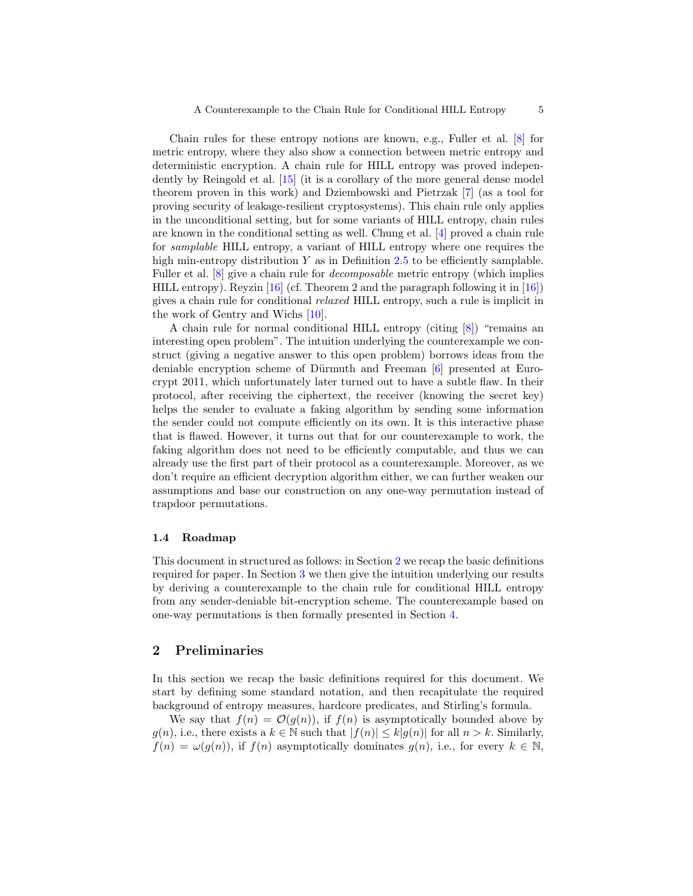Chain rules for these entropy notions are known, e.g., Fuller et al. [8] for metric entropy, where they also show a connection between metric entropy and deterministic encryption. A chain rule for HILL entropy was proved independently by Reingold et al. [15] (it is a corollary of the more general dense model theorem proven in this work) and Dziembowski and Pietrzak [7] (as a tool for proving security of leakage-resilient cryptosystems). This chain rule only applies in the unconditional setting, but for some variants of HILL entropy, chain rules are known in the conditional setting as well. Chung et al. [4] proved a chain rule for *samplable* HILL entropy, a variant of HILL entropy where one requires the high min-entropy distribution $Y$ as in Definition 2.5 to be efficiently samplable. Fuller et al. [8] give a chain rule for *decomposable* metric entropy (which implies HILL entropy). Reyzin [16] (cf. Theorem 2 and the paragraph following it in [16]) gives a chain rule for conditional *relaxed* HILL entropy, such a rule is implicit in the work of Gentry and Wichs [10].

A chain rule for normal conditional HILL entropy (citing [8]) "remains an interesting open problem". The intuition underlying the counterexample we construct (giving a negative answer to this open problem) borrows ideas from the deniable encryption scheme of Dürmuth and Freeman [6] presented at Eurocrypt 2011, which unfortunately later turned out to have a subtle flaw. In their protocol, after receiving the ciphertext, the receiver (knowing the secret key) helps the sender to evaluate a faking algorithm by sending some information the sender could not compute efficiently on its own. It is this interactive phase that is flawed. However, it turns out that for our counterexample to work, the faking algorithm does not need to be efficiently computable, and thus we can already use the first part of their protocol as a counterexample. Moreover, as we don't require an efficient decryption algorithm either, we can further weaken our assumptions and base our construction on any one-way permutation instead of trapdoor permutations.

### 1.4 Roadmap

This document in structured as follows: in Section 2 we recap the basic definitions required for paper. In Section 3 we then give the intuition underlying our results by deriving a counterexample to the chain rule for conditional HILL entropy from any sender-deniable bit-encryption scheme. The counterexample based on one-way permutations is then formally presented in Section 4.

## 2 Preliminaries

In this section we recap the basic definitions required for this document. We start by defining some standard notation, and then recapitulate the required background of entropy measures, hardcore predicates, and Stirling's formula.

We say that $f(n) = \mathcal{O}(g(n))$, if $f(n)$ is asymptotically bounded above by $g(n)$, i.e., there exists a $k \in \mathbb{N}$ such that $|f(n)| \leq k|g(n)|$ for all $n > k$. Similarly, $f(n) = \omega(g(n))$, if $f(n)$ asymptotically dominates $g(n)$, i.e., for every $k \in \mathbb{N}$,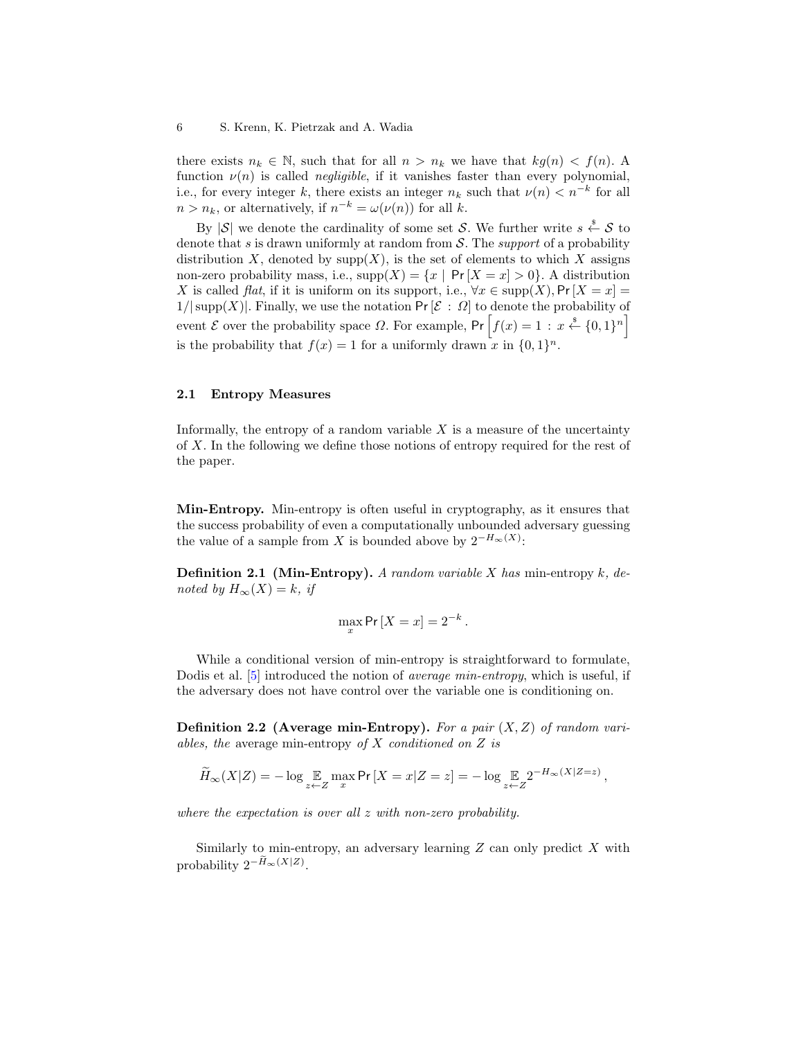there exists $n_k \in \mathbb{N}$, such that for all $n > n_k$ we have that $kg(n) < f(n)$. A function $\nu(n)$ is called *negligible*, if it vanishes faster than every polynomial, i.e., for every integer $k$, there exists an integer $n_k$ such that $\nu(n) < n^{-k}$ for all $n > n_k$, or alternatively, if $n^{-k} = \omega(\nu(n))$ for all $k$.

By $|\mathcal{S}|$ we denote the cardinality of some set $\mathcal{S}$. We further write $s \xleftarrow{\$} \mathcal{S}$ to denote that $s$ is drawn uniformly at random from $\mathcal{S}$. The *support* of a probability distribution $X$, denoted by $\operatorname{supp}(X)$, is the set of elements to which $X$ assigns non-zero probability mass, i.e., $\operatorname{supp}(X) = \{x \mid \Pr[X = x] > 0\}$. A distribution $X$ is called *flat*, if it is uniform on its support, i.e., $\forall x \in \operatorname{supp}(X), \Pr[X = x] = 1/|\operatorname{supp}(X)|$. Finally, we use the notation $\Pr[\mathcal{E} : \Omega]$ to denote the probability of event $\mathcal{E}$ over the probability space $\Omega$. For example, $\Pr\left[f(x) = 1 : x \xleftarrow{\$} \{0,1\}^n\right]$ is the probability that $f(x) = 1$ for a uniformly drawn $x$ in $\{0,1\}^n$.

## 2.1 Entropy Measures

Informally, the entropy of a random variable $X$ is a measure of the uncertainty of $X$. In the following we define those notions of entropy required for the rest of the paper.

**Min-Entropy.** Min-entropy is often useful in cryptography, as it ensures that the success probability of even a computationally unbounded adversary guessing the value of a sample from $X$ is bounded above by $2^{-H_\infty(X)}$:

**Definition 2.1 (Min-Entropy).** *A random variable $X$ has* min-entropy $k$*, denoted by $H_\infty(X) = k$, if*

$$\max_x \Pr[X = x] = 2^{-k} .$$

While a conditional version of min-entropy is straightforward to formulate, Dodis et al. [5] introduced the notion of *average min-entropy*, which is useful, if the adversary does not have control over the variable one is conditioning on.

**Definition 2.2 (Average min-Entropy).** *For a pair $(X, Z)$ of random variables, the* average min-entropy *of $X$ conditioned on $Z$ is*

$$\widetilde{H}_\infty(X|Z) = -\log \mathop{\mathbb{E}}_{z \leftarrow Z} \max_x \Pr[X = x|Z = z] = -\log \mathop{\mathbb{E}}_{z \leftarrow Z} 2^{-H_\infty(X|Z=z)} ,$$

*where the expectation is over all $z$ with non-zero probability.*

Similarly to min-entropy, an adversary learning $Z$ can only predict $X$ with probability $2^{-\widetilde{H}_\infty(X|Z)}$.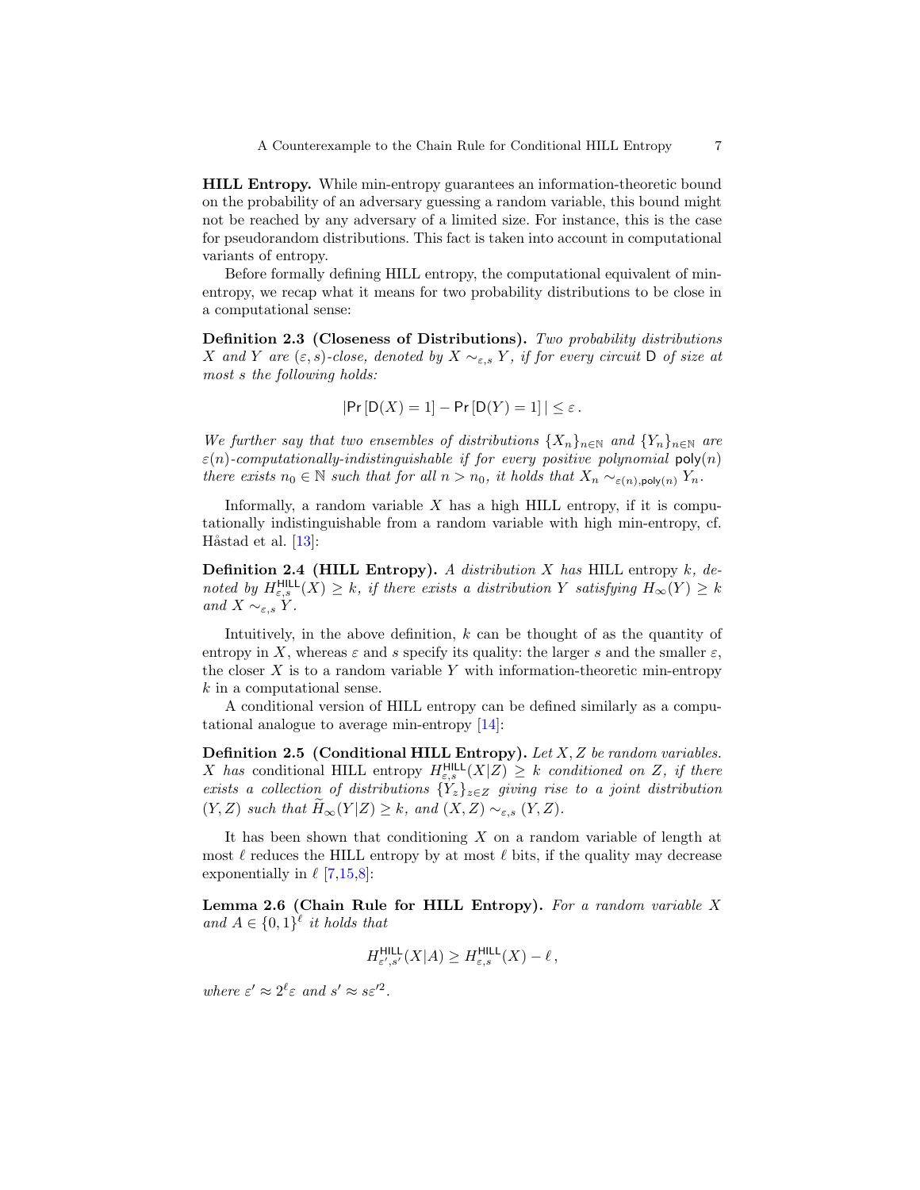**HILL Entropy.** While min-entropy guarantees an information-theoretic bound on the probability of an adversary guessing a random variable, this bound might not be reached by any adversary of a limited size. For instance, this is the case for pseudorandom distributions. This fact is taken into account in computational variants of entropy.

Before formally defining HILL entropy, the computational equivalent of min-entropy, we recap what it means for two probability distributions to be close in a computational sense:

**Definition 2.3 (Closeness of Distributions).** *Two probability distributions $X$ and $Y$ are $(\varepsilon, s)$-close, denoted by $X \sim_{\varepsilon,s} Y$, if for every circuit $\mathsf{D}$ of size at most $s$ the following holds:*

$$|\Pr[\mathsf{D}(X) = 1] - \Pr[\mathsf{D}(Y) = 1]| \leq \varepsilon\,.$$

*We further say that two ensembles of distributions $\{X_n\}_{n\in\mathbb{N}}$ and $\{Y_n\}_{n\in\mathbb{N}}$ are $\varepsilon(n)$-computationally-indistinguishable if for every positive polynomial $\mathsf{poly}(n)$ there exists $n_0 \in \mathbb{N}$ such that for all $n > n_0$, it holds that $X_n \sim_{\varepsilon(n),\mathsf{poly}(n)} Y_n$.*

Informally, a random variable $X$ has a high HILL entropy, if it is computationally indistinguishable from a random variable with high min-entropy, cf. Håstad et al. [13]:

**Definition 2.4 (HILL Entropy).** *A distribution $X$ has* HILL entropy *$k$, denoted by $H^{\mathsf{HILL}}_{\varepsilon,s}(X) \geq k$, if there exists a distribution $Y$ satisfying $H_\infty(Y) \geq k$ and $X \sim_{\varepsilon,s} Y$.*

Intuitively, in the above definition, $k$ can be thought of as the quantity of entropy in $X$, whereas $\varepsilon$ and $s$ specify its quality: the larger $s$ and the smaller $\varepsilon$, the closer $X$ is to a random variable $Y$ with information-theoretic min-entropy $k$ in a computational sense.

A conditional version of HILL entropy can be defined similarly as a computational analogue to average min-entropy [14]:

**Definition 2.5 (Conditional HILL Entropy).** *Let $X, Z$ be random variables. $X$ has* conditional HILL entropy *$H^{\mathsf{HILL}}_{\varepsilon,s}(X|Z) \geq k$ conditioned on $Z$, if there exists a collection of distributions $\{Y_z\}_{z\in Z}$ giving rise to a joint distribution $(Y, Z)$ such that $\widetilde{H}_\infty(Y|Z) \geq k$, and $(X, Z) \sim_{\varepsilon,s} (Y, Z)$.*

It has been shown that conditioning $X$ on a random variable of length at most $\ell$ reduces the HILL entropy by at most $\ell$ bits, if the quality may decrease exponentially in $\ell$ [7,15,8]:

**Lemma 2.6 (Chain Rule for HILL Entropy).** *For a random variable $X$ and $A \in \{0,1\}^\ell$ it holds that*

$$H^{\mathsf{HILL}}_{\varepsilon',s'}(X|A) \geq H^{\mathsf{HILL}}_{\varepsilon,s}(X) - \ell\,,$$

*where $\varepsilon' \approx 2^\ell \varepsilon$ and $s' \approx s\varepsilon'^2$.*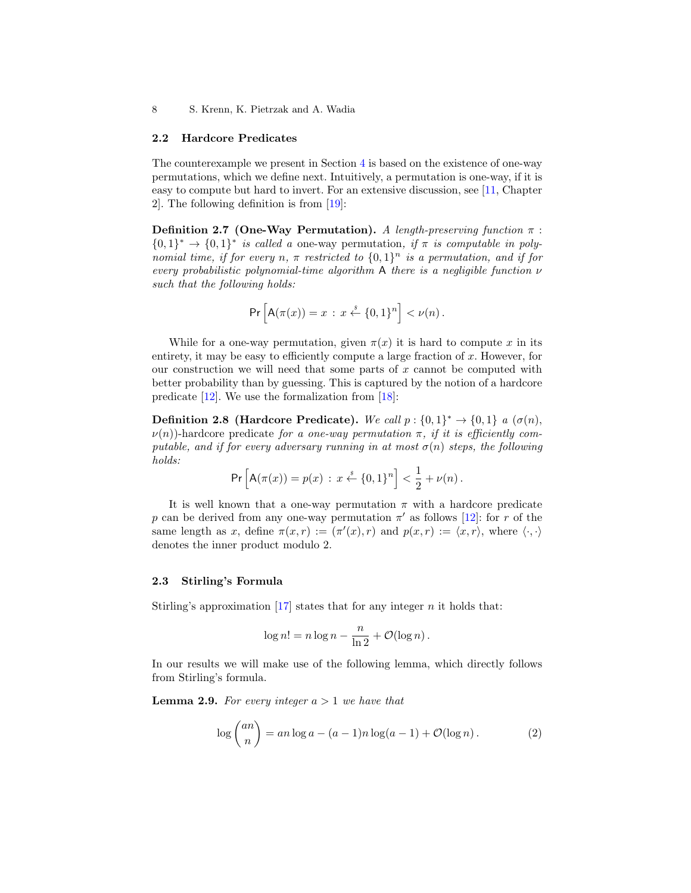### 2.2 Hardcore Predicates

The counterexample we present in Section 4 is based on the existence of one-way permutations, which we define next. Intuitively, a permutation is one-way, if it is easy to compute but hard to invert. For an extensive discussion, see [11, Chapter 2]. The following definition is from [19]:

**Definition 2.7 (One-Way Permutation).** *A length-preserving function $\pi : \{0,1\}^* \to \{0,1\}^*$ is called a* one-way permutation*, if $\pi$ is computable in polynomial time, if for every $n$, $\pi$ restricted to $\{0,1\}^n$ is a permutation, and if for every probabilistic polynomial-time algorithm $\mathsf{A}$ there is a negligible function $\nu$ such that the following holds:*

$$\Pr\left[\mathsf{A}(\pi(x)) = x \,:\, x \xleftarrow{\$} \{0,1\}^n\right] < \nu(n)\,.$$

While for a one-way permutation, given $\pi(x)$ it is hard to compute $x$ in its entirety, it may be easy to efficiently compute a large fraction of $x$. However, for our construction we will need that some parts of $x$ cannot be computed with better probability than by guessing. This is captured by the notion of a hardcore predicate [12]. We use the formalization from [18]:

**Definition 2.8 (Hardcore Predicate).** *We call $p : \{0,1\}^* \to \{0,1\}$ a $(\sigma(n), \nu(n))$-*hardcore predicate *for a one-way permutation $\pi$, if it is efficiently computable, and if for every adversary running in at most $\sigma(n)$ steps, the following holds:*

$$\Pr\left[\mathsf{A}(\pi(x)) = p(x) \,:\, x \xleftarrow{\$} \{0,1\}^n\right] < \frac{1}{2} + \nu(n)\,.$$

It is well known that a one-way permutation $\pi$ with a hardcore predicate $p$ can be derived from any one-way permutation $\pi'$ as follows [12]: for $r$ of the same length as $x$, define $\pi(x,r) := (\pi'(x), r)$ and $p(x,r) := \langle x, r\rangle$, where $\langle \cdot, \cdot \rangle$ denotes the inner product modulo 2.

### 2.3 Stirling's Formula

Stirling's approximation [17] states that for any integer $n$ it holds that:

$$\log n! = n \log n - \frac{n}{\ln 2} + \mathcal{O}(\log n)\,.$$

In our results we will make use of the following lemma, which directly follows from Stirling's formula.

**Lemma 2.9.** *For every integer $a > 1$ we have that*

$$\log \binom{an}{n} = an \log a - (a-1)n \log(a-1) + \mathcal{O}(\log n)\,. \tag{2}$$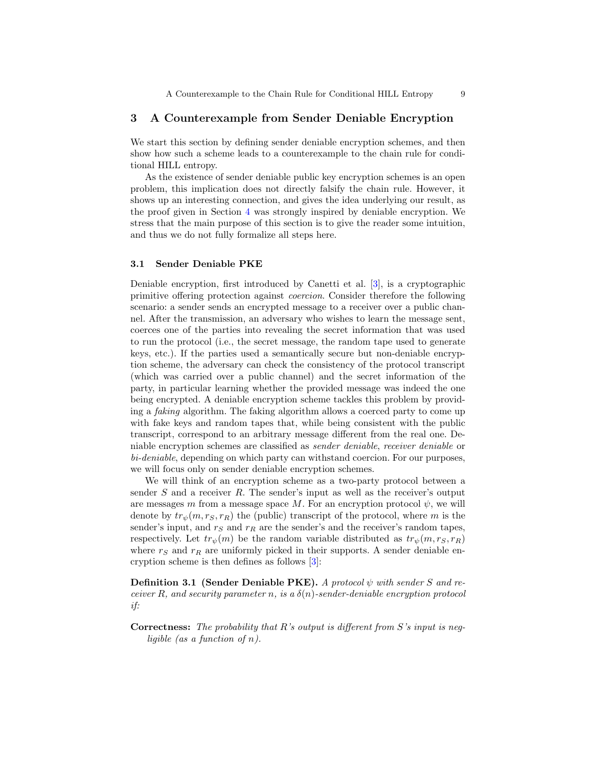## 3 A Counterexample from Sender Deniable Encryption

We start this section by defining sender deniable encryption schemes, and then show how such a scheme leads to a counterexample to the chain rule for conditional HILL entropy.

As the existence of sender deniable public key encryption schemes is an open problem, this implication does not directly falsify the chain rule. However, it shows up an interesting connection, and gives the idea underlying our result, as the proof given in Section 4 was strongly inspired by deniable encryption. We stress that the main purpose of this section is to give the reader some intuition, and thus we do not fully formalize all steps here.

### 3.1 Sender Deniable PKE

Deniable encryption, first introduced by Canetti et al. [3], is a cryptographic primitive offering protection against *coercion*. Consider therefore the following scenario: a sender sends an encrypted message to a receiver over a public channel. After the transmission, an adversary who wishes to learn the message sent, coerces one of the parties into revealing the secret information that was used to run the protocol (i.e., the secret message, the random tape used to generate keys, etc.). If the parties used a semantically secure but non-deniable encryption scheme, the adversary can check the consistency of the protocol transcript (which was carried over a public channel) and the secret information of the party, in particular learning whether the provided message was indeed the one being encrypted. A deniable encryption scheme tackles this problem by providing a *faking* algorithm. The faking algorithm allows a coerced party to come up with fake keys and random tapes that, while being consistent with the public transcript, correspond to an arbitrary message different from the real one. Deniable encryption schemes are classified as *sender deniable*, *receiver deniable* or *bi-deniable*, depending on which party can withstand coercion. For our purposes, we will focus only on sender deniable encryption schemes.

We will think of an encryption scheme as a two-party protocol between a sender $S$ and a receiver $R$. The sender's input as well as the receiver's output are messages $m$ from a message space $M$. For an encryption protocol $\psi$, we will denote by $tr_\psi(m, r_S, r_R)$ the (public) transcript of the protocol, where $m$ is the sender's input, and $r_S$ and $r_R$ are the sender's and the receiver's random tapes, respectively. Let $tr_\psi(m)$ be the random variable distributed as $tr_\psi(m, r_S, r_R)$ where $r_S$ and $r_R$ are uniformly picked in their supports. A sender deniable encryption scheme is then defines as follows [3]:

**Definition 3.1 (Sender Deniable PKE).** *A protocol $\psi$ with sender $S$ and receiver $R$, and security parameter $n$, is a $\delta(n)$-sender-deniable encryption protocol if:*

**Correctness:** *The probability that $R$'s output is different from $S$'s input is negligible (as a function of $n$).*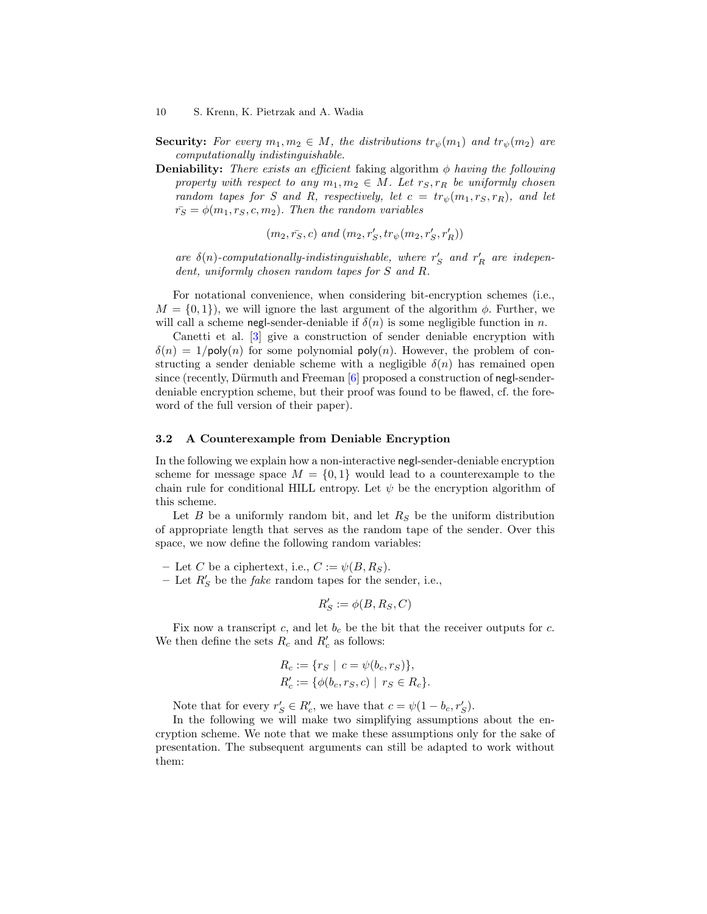**Security:** *For every $m_1, m_2 \in M$, the distributions $tr_\psi(m_1)$ and $tr_\psi(m_2)$ are computationally indistinguishable.*

**Deniability:** *There exists an efficient* faking algorithm *$\phi$ having the following property with respect to any $m_1, m_2 \in M$. Let $r_S, r_R$ be uniformly chosen random tapes for $S$ and $R$, respectively, let $c = tr_\psi(m_1, r_S, r_R)$, and let $\bar{r_S} = \phi(m_1, r_S, c, m_2)$. Then the random variables*

$$(m_2, \bar{r_S}, c) \text{ and } (m_2, r'_S, tr_\psi(m_2, r'_S, r'_R))$$

*are $\delta(n)$-computationally-indistinguishable, where $r'_S$ and $r'_R$ are independent, uniformly chosen random tapes for $S$ and $R$.*

For notational convenience, when considering bit-encryption schemes (i.e., $M = \{0,1\}$), we will ignore the last argument of the algorithm $\phi$. Further, we will call a scheme negl-sender-deniable if $\delta(n)$ is some negligible function in $n$.

Canetti et al. [3] give a construction of sender deniable encryption with $\delta(n) = 1/\mathsf{poly}(n)$ for some polynomial $\mathsf{poly}(n)$. However, the problem of constructing a sender deniable scheme with a negligible $\delta(n)$ has remained open since (recently, Dürmuth and Freeman [6] proposed a construction of negl-sender-deniable encryption scheme, but their proof was found to be flawed, cf. the foreword of the full version of their paper).

### 3.2 A Counterexample from Deniable Encryption

In the following we explain how a non-interactive negl-sender-deniable encryption scheme for message space $M = \{0,1\}$ would lead to a counterexample to the chain rule for conditional HILL entropy. Let $\psi$ be the encryption algorithm of this scheme.

Let $B$ be a uniformly random bit, and let $R_S$ be the uniform distribution of appropriate length that serves as the random tape of the sender. Over this space, we now define the following random variables:

- Let $C$ be a ciphertext, i.e., $C := \psi(B, R_S)$.
- Let $R'_S$ be the *fake* random tapes for the sender, i.e.,

$$R'_S := \phi(B, R_S, C)$$

Fix now a transcript $c$, and let $b_c$ be the bit that the receiver outputs for $c$. We then define the sets $R_c$ and $R'_c$ as follows:

$$R_c := \{r_S \mid c = \psi(b_c, r_S)\},$$
$$R'_c := \{\phi(b_c, r_S, c) \mid r_S \in R_c\}.$$

Note that for every $r'_S \in R'_c$, we have that $c = \psi(1 - b_c, r'_S)$.

In the following we will make two simplifying assumptions about the encryption scheme. We note that we make these assumptions only for the sake of presentation. The subsequent arguments can still be adapted to work without them: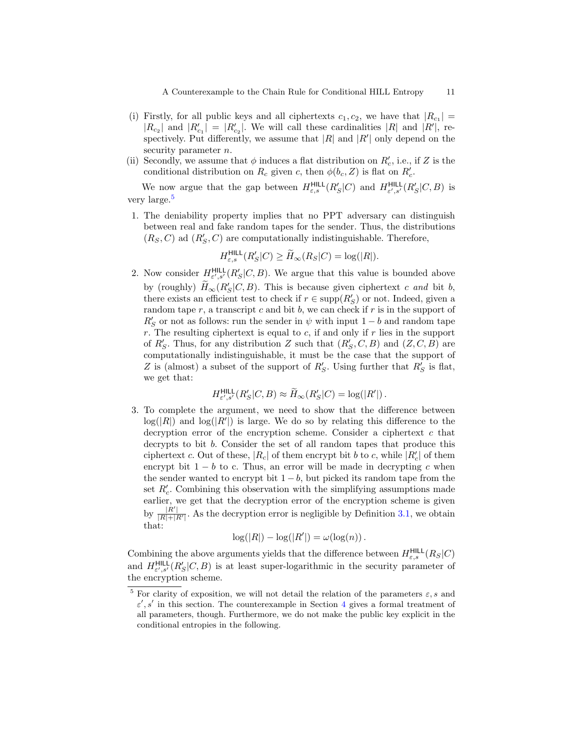(i) Firstly, for all public keys and all ciphertexts $c_1, c_2$, we have that $|R_{c_1}| = |R_{c_2}|$ and $|R'_{c_1}| = |R'_{c_2}|$. We will call these cardinalities $|R|$ and $|R'|$, respectively. Put differently, we assume that $|R|$ and $|R'|$ only depend on the security parameter $n$.

(ii) Secondly, we assume that $\phi$ induces a flat distribution on $R'_c$, i.e., if $Z$ is the conditional distribution on $R_c$ given $c$, then $\phi(b_c, Z)$ is flat on $R'_c$.

We now argue that the gap between $H^{\mathsf{HILL}}_{\varepsilon,s}(R'_S|C)$ and $H^{\mathsf{HILL}}_{\varepsilon',s'}(R'_S|C, B)$ is very large.[5]

1. The deniability property implies that no PPT adversary can distinguish between real and fake random tapes for the sender. Thus, the distributions $(R_S, C)$ ad $(R'_S, C)$ are computationally indistinguishable. Therefore,
$$H^{\mathsf{HILL}}_{\varepsilon,s}(R'_S|C) \geq \widetilde{H}_\infty(R_S|C) = \log(|R|).$$
2. Now consider $H^{\mathsf{HILL}}_{\varepsilon',s'}(R'_S|C, B)$. We argue that this value is bounded above by (roughly) $\widetilde{H}_\infty(R'_S|C, B)$. This is because given ciphertext $c$ *and* bit $b$, there exists an efficient test to check if $r \in \operatorname{supp}(R'_S)$ or not. Indeed, given a random tape $r$, a transcript $c$ and bit $b$, we can check if $r$ is in the support of $R'_S$ or not as follows: run the sender in $\psi$ with input $1-b$ and random tape $r$. The resulting ciphertext is equal to $c$, if and only if $r$ lies in the support of $R'_S$. Thus, for any distribution $Z$ such that $(R'_S, C, B)$ and $(Z, C, B)$ are computationally indistinguishable, it must be the case that the support of $Z$ is (almost) a subset of the support of $R'_S$. Using further that $R'_S$ is flat, we get that:
$$H^{\mathsf{HILL}}_{\varepsilon',s'}(R'_S|C, B) \approx \widetilde{H}_\infty(R'_S|C) = \log(|R'|)\,.$$
3. To complete the argument, we need to show that the difference between $\log(|R|)$ and $\log(|R'|)$ is large. We do so by relating this difference to the decryption error of the encryption scheme. Consider a ciphertext $c$ that decrypts to bit $b$. Consider the set of all random tapes that produce this ciphertext $c$. Out of these, $|R_c|$ of them encrypt bit $b$ to $c$, while $|R'_c|$ of them encrypt bit $1-b$ to c. Thus, an error will be made in decrypting $c$ when the sender wanted to encrypt bit $1-b$, but picked its random tape from the set $R'_c$. Combining this observation with the simplifying assumptions made earlier, we get that the decryption error of the encryption scheme is given by $\frac{|R'|}{|R|+|R'|}$. As the decryption error is negligible by Definition 3.1, we obtain that:
$$\log(|R|) - \log(|R'|) = \omega(\log(n))\,.$$

Combining the above arguments yields that the difference between $H^{\mathsf{HILL}}_{\varepsilon,s}(R_S|C)$ and $H^{\mathsf{HILL}}_{\varepsilon',s'}(R'_S|C, B)$ is at least super-logarithmic in the security parameter of the encryption scheme.

[5] For clarity of exposition, we will not detail the relation of the parameters $\varepsilon, s$ and $\varepsilon', s'$ in this section. The counterexample in Section 4 gives a formal treatment of all parameters, though. Furthermore, we do not make the public key explicit in the conditional entropies in the following.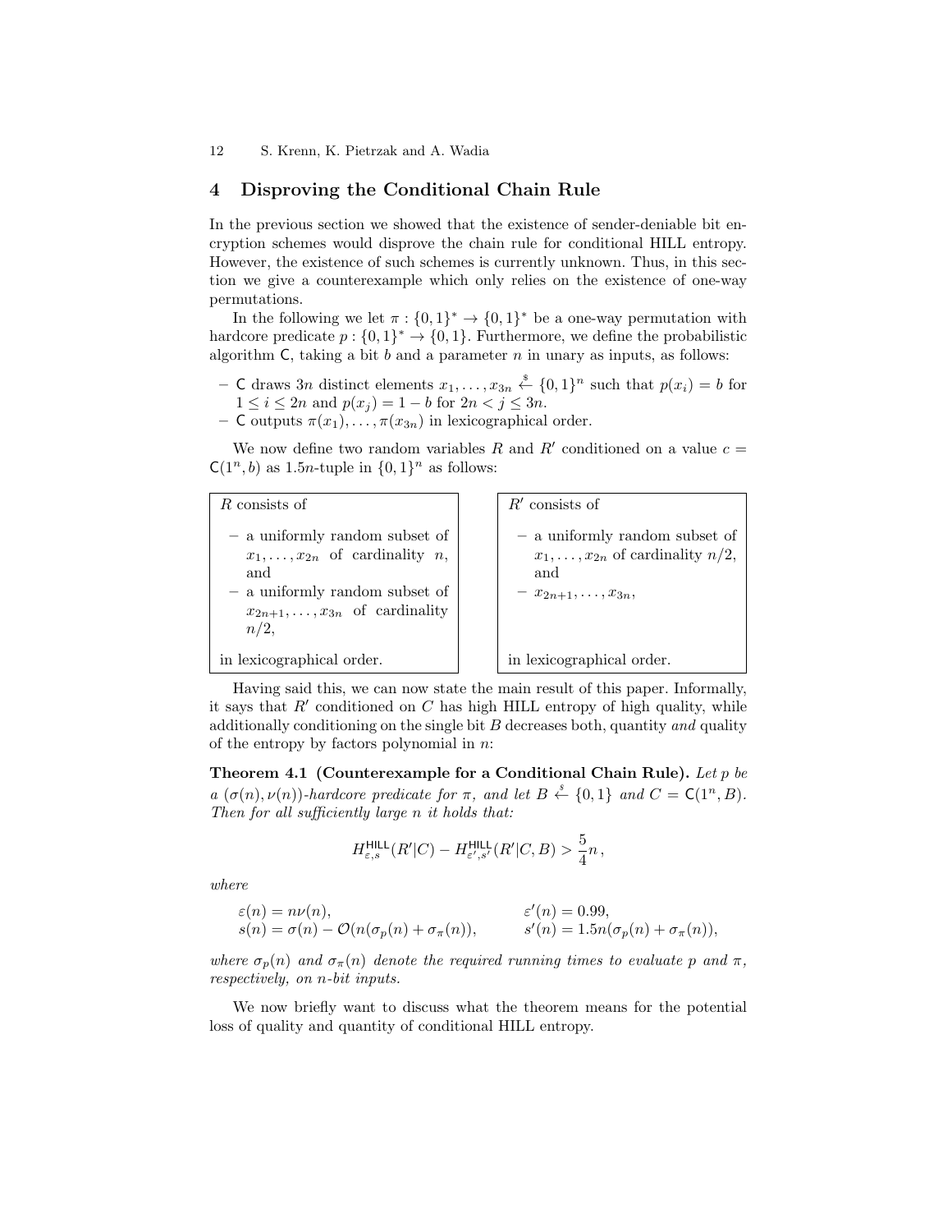## 4 Disproving the Conditional Chain Rule

In the previous section we showed that the existence of sender-deniable bit encryption schemes would disprove the chain rule for conditional HILL entropy. However, the existence of such schemes is currently unknown. Thus, in this section we give a counterexample which only relies on the existence of one-way permutations.

In the following we let $\pi : \{0,1\}^* \to \{0,1\}^*$ be a one-way permutation with hardcore predicate $p : \{0,1\}^* \to \{0,1\}$. Furthermore, we define the probabilistic algorithm $\mathsf{C}$, taking a bit $b$ and a parameter $n$ in unary as inputs, as follows:

- $\mathsf{C}$ draws $3n$ distinct elements $x_1, \ldots, x_{3n} \xleftarrow{\$} \{0,1\}^n$ such that $p(x_i) = b$ for $1 \leq i \leq 2n$ and $p(x_j) = 1 - b$ for $2n < j \leq 3n$.
- $\mathsf{C}$ outputs $\pi(x_1), \ldots, \pi(x_{3n})$ in lexicographical order.

We now define two random variables $R$ and $R'$ conditioned on a value $c = \mathsf{C}(1^n, b)$ as $1.5n$-tuple in $\{0,1\}^n$ as follows:

$R$ consists of

- a uniformly random subset of $x_1, \ldots, x_{2n}$ of cardinality $n$, and
- a uniformly random subset of $x_{2n+1}, \ldots, x_{3n}$ of cardinality $n/2$,

in lexicographical order.

$R'$ consists of

- a uniformly random subset of $x_1, \ldots, x_{2n}$ of cardinality $n/2$, and
- $x_{2n+1}, \ldots, x_{3n}$,

in lexicographical order.

Having said this, we can now state the main result of this paper. Informally, it says that $R'$ conditioned on $C$ has high HILL entropy of high quality, while additionally conditioning on the single bit $B$ decreases both, quantity *and* quality of the entropy by factors polynomial in $n$:

**Theorem 4.1 (Counterexample for a Conditional Chain Rule).** *Let $p$ be a $(\sigma(n), \nu(n))$-hardcore predicate for $\pi$, and let $B \xleftarrow{\$} \{0,1\}$ and $C = \mathsf{C}(1^n, B)$. Then for all sufficiently large $n$ it holds that:*

$$H^{\mathsf{HILL}}_{\varepsilon,s}(R'|C) - H^{\mathsf{HILL}}_{\varepsilon',s'}(R'|C,B) > \frac{5}{4}n\,,$$

*where*

$$\begin{aligned} &\varepsilon(n) = n\nu(n), && \varepsilon'(n) = 0.99, \\ &s(n) = \sigma(n) - \mathcal{O}(n(\sigma_p(n) + \sigma_\pi(n))), && s'(n) = 1.5n(\sigma_p(n) + \sigma_\pi(n)), \end{aligned}$$

*where $\sigma_p(n)$ and $\sigma_\pi(n)$ denote the required running times to evaluate $p$ and $\pi$, respectively, on $n$-bit inputs.*

We now briefly want to discuss what the theorem means for the potential loss of quality and quantity of conditional HILL entropy.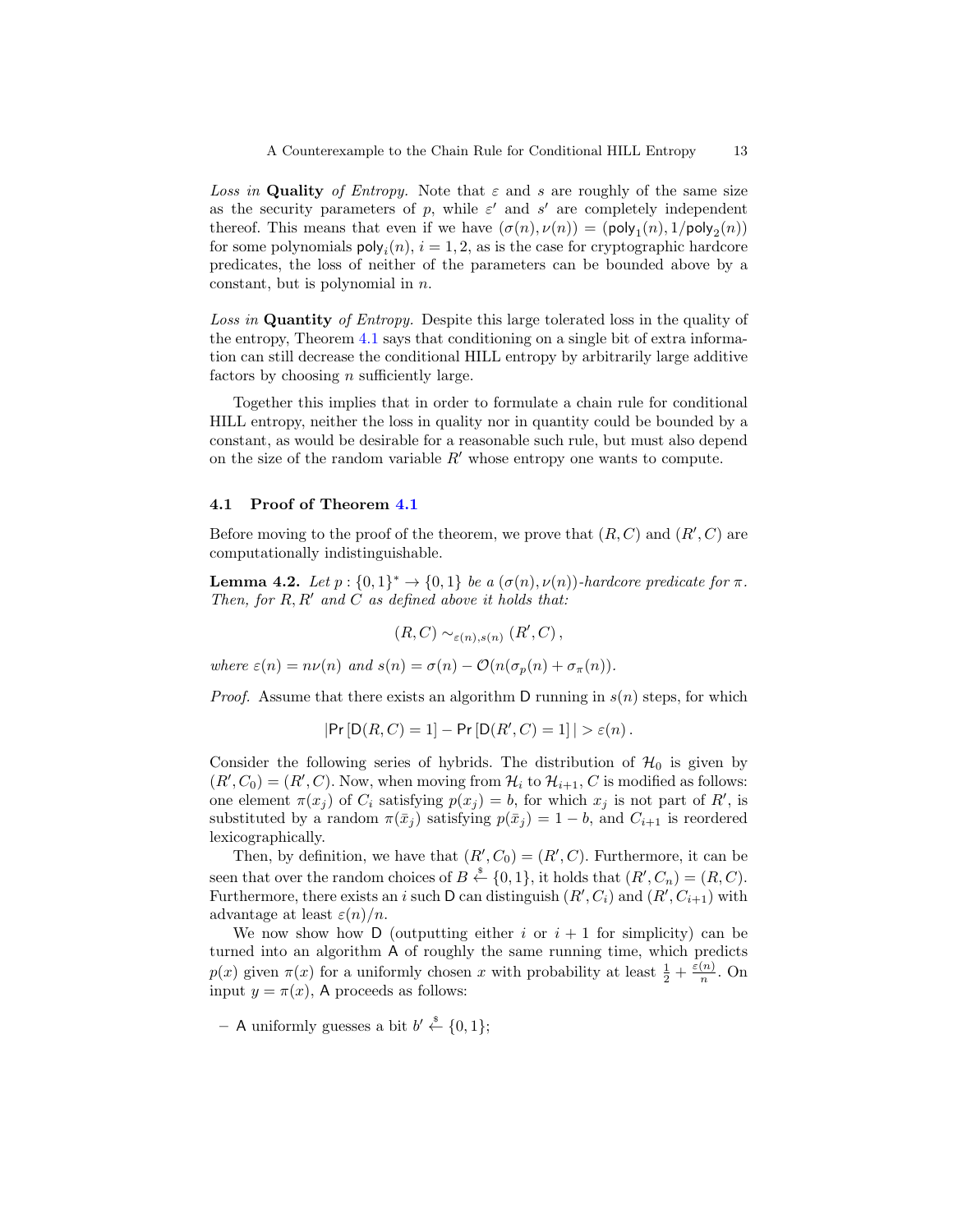*Loss in* **Quality** *of Entropy.* Note that $\varepsilon$ and $s$ are roughly of the same size as the security parameters of $p$, while $\varepsilon'$ and $s'$ are completely independent thereof. This means that even if we have $(\sigma(n), \nu(n)) = (\mathsf{poly}_1(n), 1/\mathsf{poly}_2(n))$ for some polynomials $\mathsf{poly}_i(n)$, $i = 1, 2$, as is the case for cryptographic hardcore predicates, the loss of neither of the parameters can be bounded above by a constant, but is polynomial in $n$.

*Loss in* **Quantity** *of Entropy.* Despite this large tolerated loss in the quality of the entropy, Theorem 4.1 says that conditioning on a single bit of extra information can still decrease the conditional HILL entropy by arbitrarily large additive factors by choosing $n$ sufficiently large.

Together this implies that in order to formulate a chain rule for conditional HILL entropy, neither the loss in quality nor in quantity could be bounded by a constant, as would be desirable for a reasonable such rule, but must also depend on the size of the random variable $R'$ whose entropy one wants to compute.

### 4.1 Proof of Theorem 4.1

Before moving to the proof of the theorem, we prove that $(R, C)$ and $(R', C)$ are computationally indistinguishable.

**Lemma 4.2.** *Let $p : \{0,1\}^* \to \{0,1\}$ be a $(\sigma(n), \nu(n))$-hardcore predicate for $\pi$. Then, for $R, R'$ and $C$ as defined above it holds that:*

$$(R, C) \sim_{\varepsilon(n), s(n)} (R', C) \,,$$

*where $\varepsilon(n) = n\nu(n)$ and $s(n) = \sigma(n) - \mathcal{O}(n(\sigma_p(n) + \sigma_\pi(n)))$.*

*Proof.* Assume that there exists an algorithm $\mathsf{D}$ running in $s(n)$ steps, for which

$$|\mathsf{Pr}\left[\mathsf{D}(R, C) = 1\right] - \mathsf{Pr}\left[\mathsf{D}(R', C) = 1\right]| > \varepsilon(n) \,.$$

Consider the following series of hybrids. The distribution of $\mathcal{H}_0$ is given by $(R', C_0) = (R', C)$. Now, when moving from $\mathcal{H}_i$ to $\mathcal{H}_{i+1}$, $C$ is modified as follows: one element $\pi(x_j)$ of $C_i$ satisfying $p(x_j) = b$, for which $x_j$ is not part of $R'$, is substituted by a random $\pi(\bar{x}_j)$ satisfying $p(\bar{x}_j) = 1 - b$, and $C_{i+1}$ is reordered lexicographically.

Then, by definition, we have that $(R', C_0) = (R', C)$. Furthermore, it can be seen that over the random choices of $B \stackrel{\$}{\leftarrow} \{0,1\}$, it holds that $(R', C_n) = (R, C)$. Furthermore, there exists an $i$ such $\mathsf{D}$ can distinguish $(R', C_i)$ and $(R', C_{i+1})$ with advantage at least $\varepsilon(n)/n$.

We now show how $\mathsf{D}$ (outputting either $i$ or $i+1$ for simplicity) can be turned into an algorithm $\mathsf{A}$ of roughly the same running time, which predicts $p(x)$ given $\pi(x)$ for a uniformly chosen $x$ with probability at least $\frac{1}{2} + \frac{\varepsilon(n)}{n}$. On input $y = \pi(x)$, $\mathsf{A}$ proceeds as follows:

– $\mathsf{A}$ uniformly guesses a bit $b' \stackrel{\$}{\leftarrow} \{0,1\}$;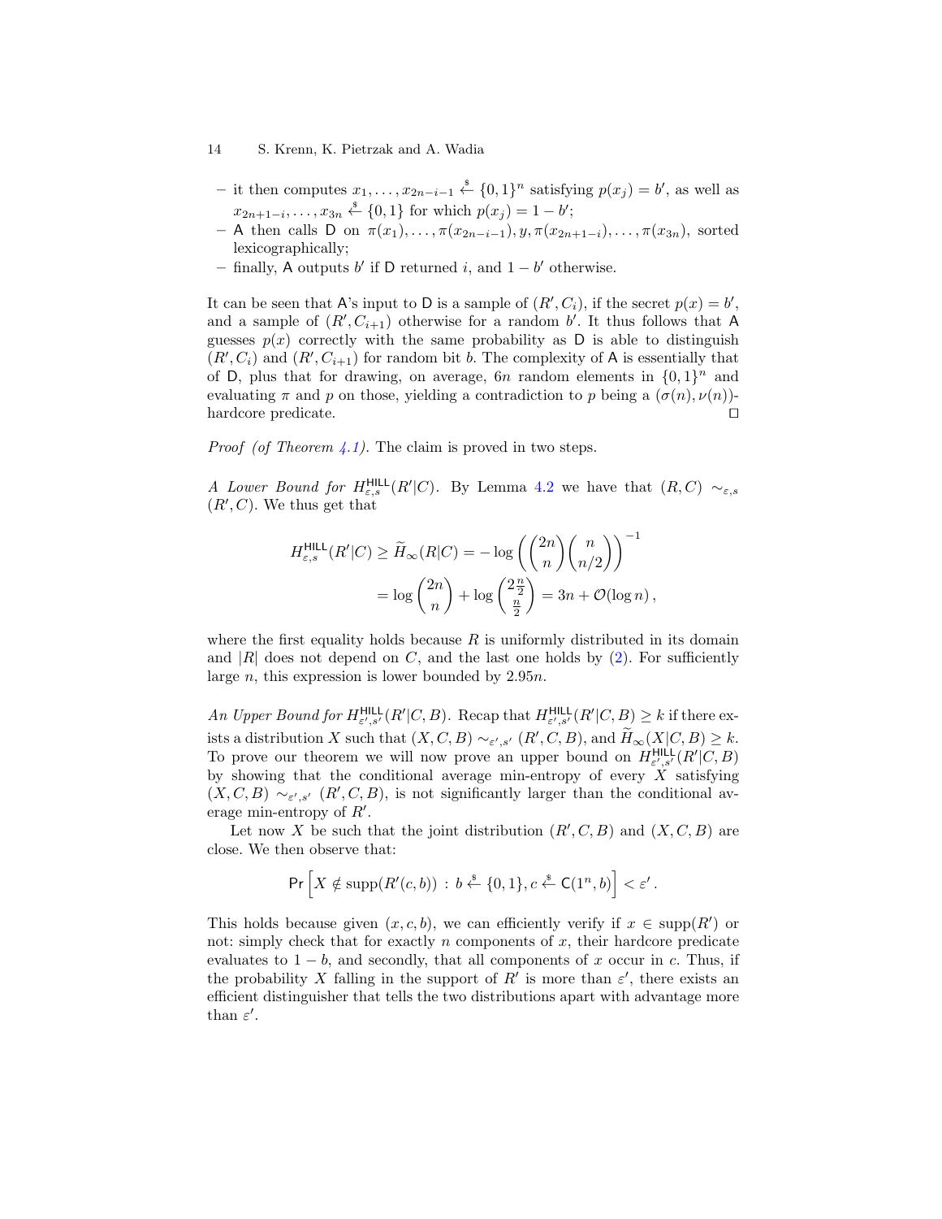– it then computes $x_1, \ldots, x_{2n-i-1} \xleftarrow{\$} \{0,1\}^n$ satisfying $p(x_j) = b'$, as well as $x_{2n+1-i}, \ldots, x_{3n} \xleftarrow{\$} \{0,1\}$ for which $p(x_j) = 1 - b'$;
– $\mathsf{A}$ then calls $\mathsf{D}$ on $\pi(x_1), \ldots, \pi(x_{2n-i-1}), y, \pi(x_{2n+1-i}), \ldots, \pi(x_{3n})$, sorted lexicographically;
– finally, $\mathsf{A}$ outputs $b'$ if $\mathsf{D}$ returned $i$, and $1 - b'$ otherwise.

It can be seen that $\mathsf{A}$'s input to $\mathsf{D}$ is a sample of $(R', C_i)$, if the secret $p(x) = b'$, and a sample of $(R', C_{i+1})$ otherwise for a random $b'$. It thus follows that $\mathsf{A}$ guesses $p(x)$ correctly with the same probability as $\mathsf{D}$ is able to distinguish $(R', C_i)$ and $(R', C_{i+1})$ for random bit $b$. The complexity of $\mathsf{A}$ is essentially that of $\mathsf{D}$, plus that for drawing, on average, $6n$ random elements in $\{0,1\}^n$ and evaluating $\pi$ and $p$ on those, yielding a contradiction to $p$ being a $(\sigma(n), \nu(n))$-hardcore predicate. ◻

*Proof (of Theorem 4.1).* The claim is proved in two steps.

*A Lower Bound for $H^{\mathsf{HILL}}_{\varepsilon,s}(R'|C)$.* By Lemma 4.2 we have that $(R, C) \sim_{\varepsilon,s} (R', C)$. We thus get that

$$
\begin{aligned}
H^{\mathsf{HILL}}_{\varepsilon,s}(R'|C) \geq \widetilde{H}_\infty(R|C) &= -\log \left( \binom{2n}{n} \binom{n}{n/2} \right)^{-1} \\
&= \log \binom{2n}{n} + \log \binom{2\frac{n}{2}}{\frac{n}{2}} = 3n + \mathcal{O}(\log n) \,,
\end{aligned}
$$

where the first equality holds because $R$ is uniformly distributed in its domain and $|R|$ does not depend on $C$, and the last one holds by (2). For sufficiently large $n$, this expression is lower bounded by $2.95n$.

*An Upper Bound for $H^{\mathsf{HILL}}_{\varepsilon',s'}(R'|C, B)$.* Recap that $H^{\mathsf{HILL}}_{\varepsilon',s'}(R'|C, B) \geq k$ if there exists a distribution $X$ such that $(X, C, B) \sim_{\varepsilon',s'} (R', C, B)$, and $\widetilde{H}_\infty(X|C, B) \geq k$. To prove our theorem we will now prove an upper bound on $H^{\mathsf{HILL}}_{\varepsilon',s'}(R'|C, B)$ by showing that the conditional average min-entropy of every $X$ satisfying $(X, C, B) \sim_{\varepsilon',s'} (R', C, B)$, is not significantly larger than the conditional average min-entropy of $R'$.

Let now $X$ be such that the joint distribution $(R', C, B)$ and $(X, C, B)$ are close. We then observe that:

$$
\Pr\left[ X \notin \operatorname{supp}(R'(c, b)) \,:\, b \xleftarrow{\$} \{0,1\}, c \xleftarrow{\$} \mathsf{C}(1^n, b) \right] < \varepsilon' \,.
$$

This holds because given $(x, c, b)$, we can efficiently verify if $x \in \operatorname{supp}(R')$ or not: simply check that for exactly $n$ components of $x$, their hardcore predicate evaluates to $1 - b$, and secondly, that all components of $x$ occur in $c$. Thus, if the probability $X$ falling in the support of $R'$ is more than $\varepsilon'$, there exists an efficient distinguisher that tells the two distributions apart with advantage more than $\varepsilon'$.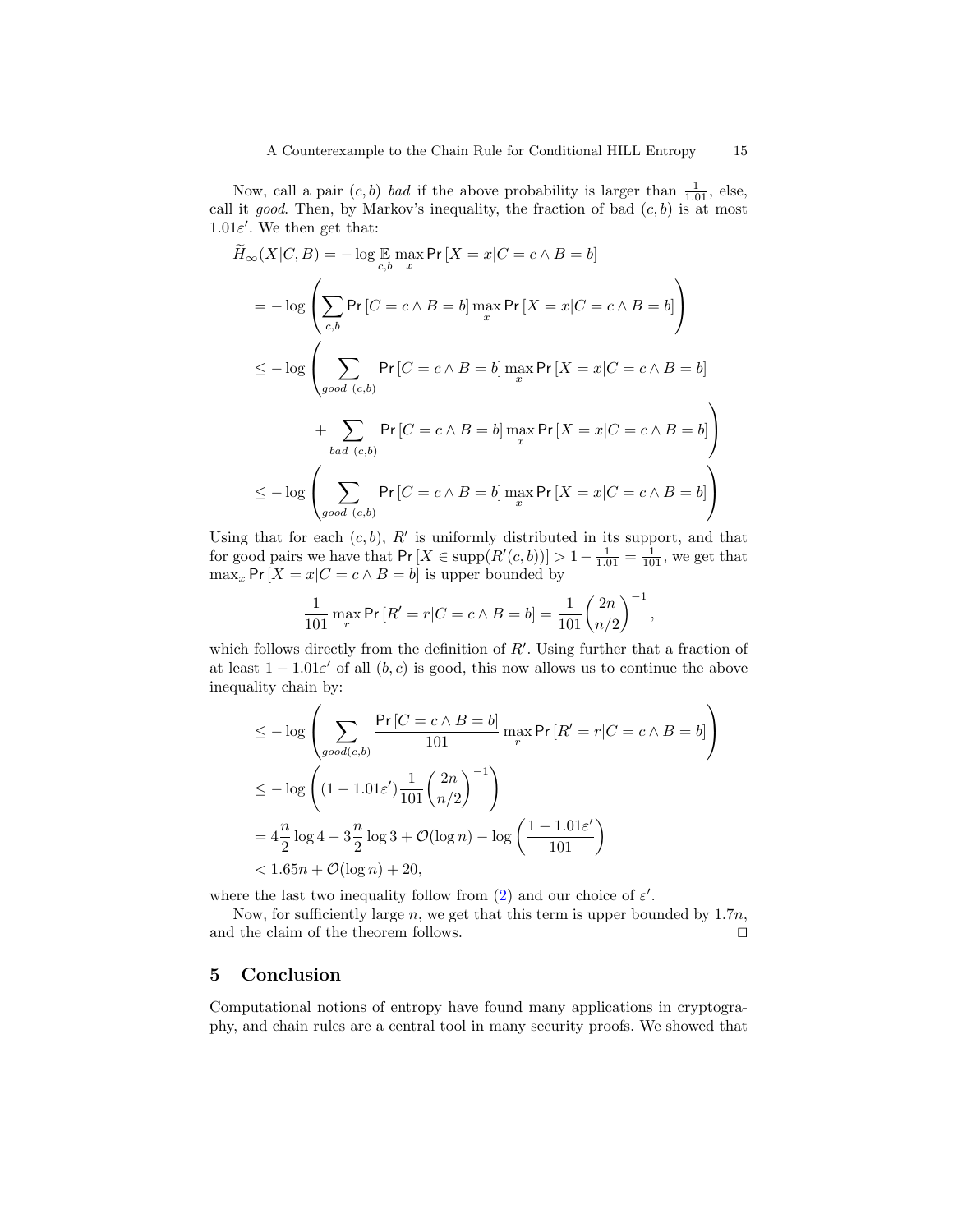Now, call a pair $(c, b)$ *bad* if the above probability is larger than $\frac{1}{1.01}$, else, call it *good*. Then, by Markov's inequality, the fraction of bad $(c, b)$ is at most $1.01\varepsilon'$. We then get that:

$$
\begin{aligned}
\widetilde{H}_\infty(X|C,B) &= -\log \mathop{\mathbb{E}}_{c,b} \max_x \Pr[X = x | C = c \wedge B = b] \\
&= -\log \left( \sum_{c,b} \Pr[C = c \wedge B = b] \max_x \Pr[X = x | C = c \wedge B = b] \right) \\
&\leq -\log \left( \sum_{good\ (c,b)} \Pr[C = c \wedge B = b] \max_x \Pr[X = x | C = c \wedge B = b] \right. \\
&\qquad \left. + \sum_{bad\ (c,b)} \Pr[C = c \wedge B = b] \max_x \Pr[X = x | C = c \wedge B = b] \right) \\
&\leq -\log \left( \sum_{good\ (c,b)} \Pr[C = c \wedge B = b] \max_x \Pr[X = x | C = c \wedge B = b] \right)
\end{aligned}
$$

Using that for each $(c, b)$, $R'$ is uniformly distributed in its support, and that for good pairs we have that $\Pr[X \in \mathrm{supp}(R'(c, b))] > 1 - \frac{1}{1.01} = \frac{1}{101}$, we get that $\max_x \Pr[X = x | C = c \wedge B = b]$ is upper bounded by

$$
\frac{1}{101} \max_r \Pr[R' = r | C = c \wedge B = b] = \frac{1}{101} \binom{2n}{n/2}^{-1},
$$

which follows directly from the definition of $R'$. Using further that a fraction of at least $1 - 1.01\varepsilon'$ of all $(b, c)$ is good, this now allows us to continue the above inequality chain by:

$$
\begin{aligned}
&\leq -\log \left( \sum_{good(c,b)} \frac{\Pr[C = c \wedge B = b]}{101} \max_r \Pr[R' = r | C = c \wedge B = b] \right) \\
&\leq -\log \left( (1 - 1.01\varepsilon') \frac{1}{101} \binom{2n}{n/2}^{-1} \right) \\
&= 4\frac{n}{2}\log 4 - 3\frac{n}{2}\log 3 + \mathcal{O}(\log n) - \log \left( \frac{1 - 1.01\varepsilon'}{101} \right) \\
&< 1.65n + \mathcal{O}(\log n) + 20,
\end{aligned}
$$

where the last two inequality follow from (2) and our choice of $\varepsilon'$.

Now, for sufficiently large $n$, we get that this term is upper bounded by $1.7n$, and the claim of the theorem follows. □

## 5 Conclusion

Computational notions of entropy have found many applications in cryptography, and chain rules are a central tool in many security proofs. We showed that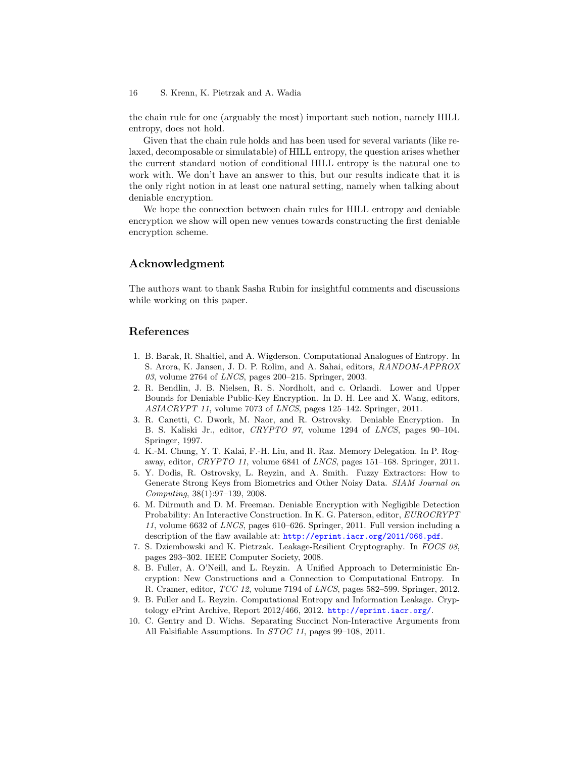the chain rule for one (arguably the most) important such notion, namely HILL entropy, does not hold.

Given that the chain rule holds and has been used for several variants (like relaxed, decomposable or simulatable) of HILL entropy, the question arises whether the current standard notion of conditional HILL entropy is the natural one to work with. We don't have an answer to this, but our results indicate that it is the only right notion in at least one natural setting, namely when talking about deniable encryption.

We hope the connection between chain rules for HILL entropy and deniable encryption we show will open new venues towards constructing the first deniable encryption scheme.

## Acknowledgment

The authors want to thank Sasha Rubin for insightful comments and discussions while working on this paper.

## References

1. B. Barak, R. Shaltiel, and A. Wigderson. Computational Analogues of Entropy. In S. Arora, K. Jansen, J. D. P. Rolim, and A. Sahai, editors, *RANDOM-APPROX 03*, volume 2764 of *LNCS*, pages 200–215. Springer, 2003.
2. R. Bendlin, J. B. Nielsen, R. S. Nordholt, and c. Orlandi. Lower and Upper Bounds for Deniable Public-Key Encryption. In D. H. Lee and X. Wang, editors, *ASIACRYPT 11*, volume 7073 of *LNCS*, pages 125–142. Springer, 2011.
3. R. Canetti, C. Dwork, M. Naor, and R. Ostrovsky. Deniable Encryption. In B. S. Kaliski Jr., editor, *CRYPTO 97*, volume 1294 of *LNCS*, pages 90–104. Springer, 1997.
4. K.-M. Chung, Y. T. Kalai, F.-H. Liu, and R. Raz. Memory Delegation. In P. Rogaway, editor, *CRYPTO 11*, volume 6841 of *LNCS*, pages 151–168. Springer, 2011.
5. Y. Dodis, R. Ostrovsky, L. Reyzin, and A. Smith. Fuzzy Extractors: How to Generate Strong Keys from Biometrics and Other Noisy Data. *SIAM Journal on Computing*, 38(1):97–139, 2008.
6. M. Dürmuth and D. M. Freeman. Deniable Encryption with Negligible Detection Probability: An Interactive Construction. In K. G. Paterson, editor, *EUROCRYPT 11*, volume 6632 of *LNCS*, pages 610–626. Springer, 2011. Full version including a description of the flaw available at: http://eprint.iacr.org/2011/066.pdf.
7. S. Dziembowski and K. Pietrzak. Leakage-Resilient Cryptography. In *FOCS 08*, pages 293–302. IEEE Computer Society, 2008.
8. B. Fuller, A. O'Neill, and L. Reyzin. A Unified Approach to Deterministic Encryption: New Constructions and a Connection to Computational Entropy. In R. Cramer, editor, *TCC 12*, volume 7194 of *LNCS*, pages 582–599. Springer, 2012.
9. B. Fuller and L. Reyzin. Computational Entropy and Information Leakage. Cryptology ePrint Archive, Report 2012/466, 2012. http://eprint.iacr.org/.
10. C. Gentry and D. Wichs. Separating Succinct Non-Interactive Arguments from All Falsifiable Assumptions. In *STOC 11*, pages 99–108, 2011.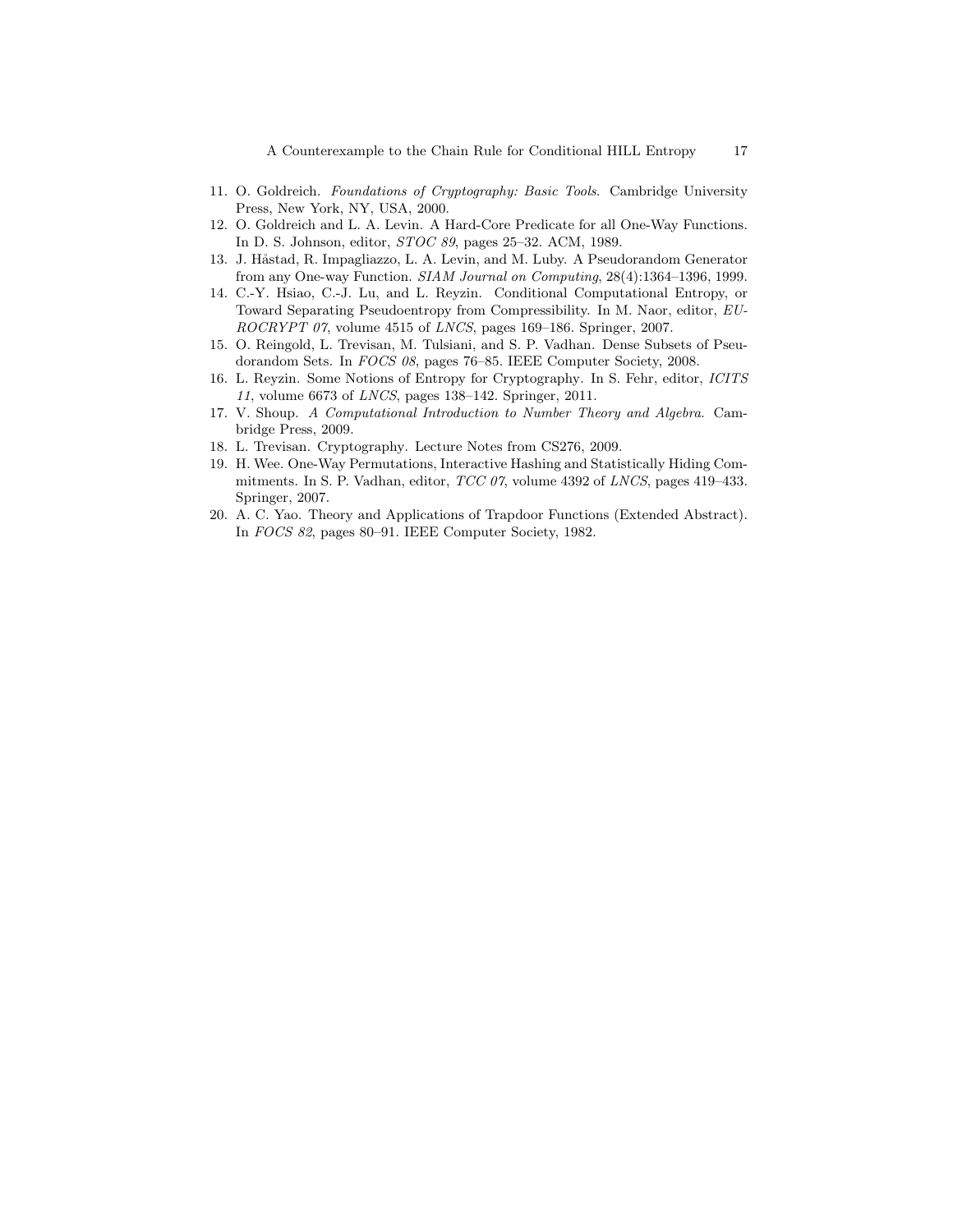11. O. Goldreich. *Foundations of Cryptography: Basic Tools*. Cambridge University Press, New York, NY, USA, 2000.
12. O. Goldreich and L. A. Levin. A Hard-Core Predicate for all One-Way Functions. In D. S. Johnson, editor, *STOC 89*, pages 25–32. ACM, 1989.
13. J. Håstad, R. Impagliazzo, L. A. Levin, and M. Luby. A Pseudorandom Generator from any One-way Function. *SIAM Journal on Computing*, 28(4):1364–1396, 1999.
14. C.-Y. Hsiao, C.-J. Lu, and L. Reyzin. Conditional Computational Entropy, or Toward Separating Pseudoentropy from Compressibility. In M. Naor, editor, *EUROCRYPT 07*, volume 4515 of *LNCS*, pages 169–186. Springer, 2007.
15. O. Reingold, L. Trevisan, M. Tulsiani, and S. P. Vadhan. Dense Subsets of Pseudorandom Sets. In *FOCS 08*, pages 76–85. IEEE Computer Society, 2008.
16. L. Reyzin. Some Notions of Entropy for Cryptography. In S. Fehr, editor, *ICITS 11*, volume 6673 of *LNCS*, pages 138–142. Springer, 2011.
17. V. Shoup. *A Computational Introduction to Number Theory and Algebra*. Cambridge Press, 2009.
18. L. Trevisan. Cryptography. Lecture Notes from CS276, 2009.
19. H. Wee. One-Way Permutations, Interactive Hashing and Statistically Hiding Commitments. In S. P. Vadhan, editor, *TCC 07*, volume 4392 of *LNCS*, pages 419–433. Springer, 2007.
20. A. C. Yao. Theory and Applications of Trapdoor Functions (Extended Abstract). In *FOCS 82*, pages 80–91. IEEE Computer Society, 1982.